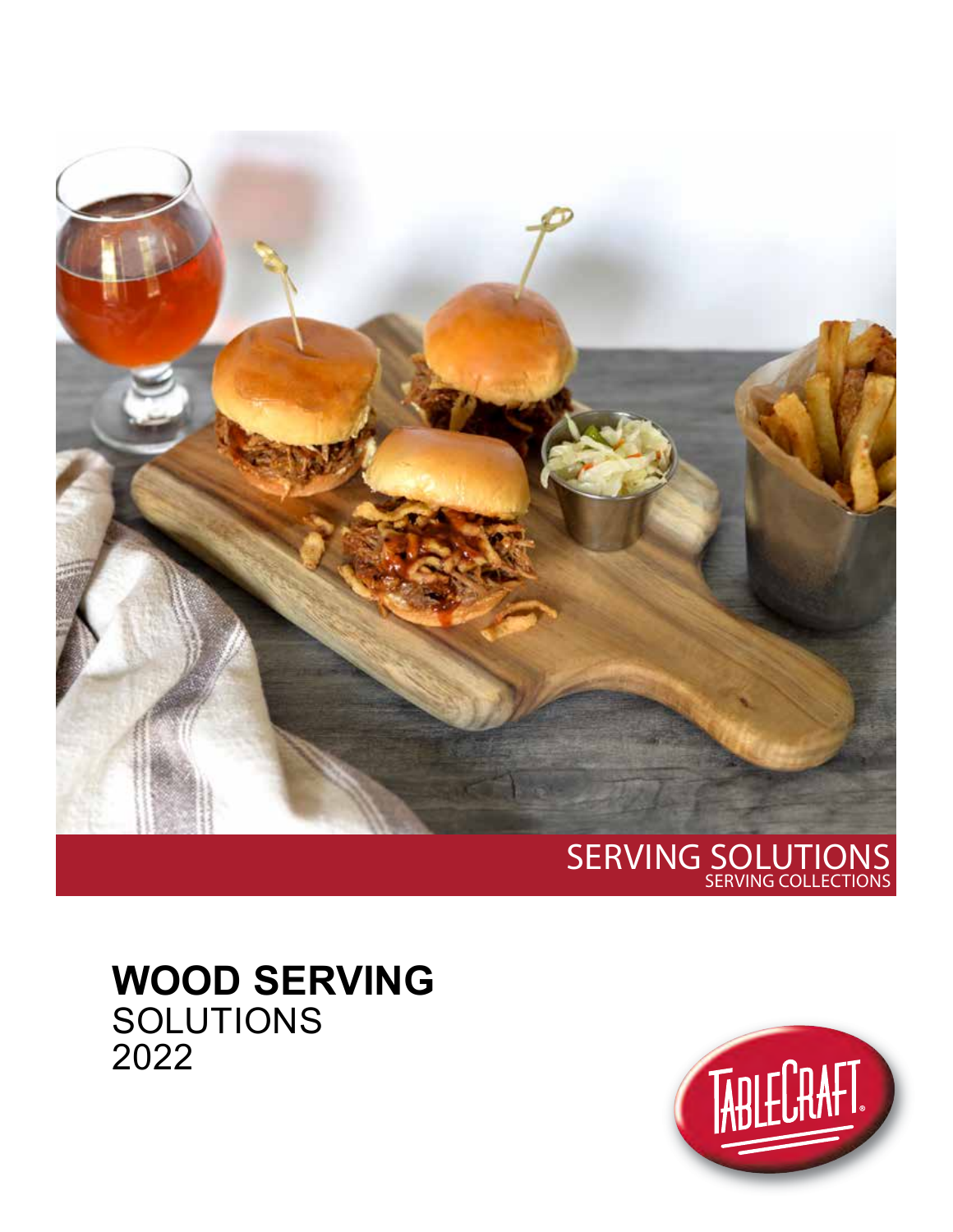SERVING SOLUTIONS
SERVING COLLECTIONS

# **WOOD SERVING**
SOLUTIONS
2022

TABLECRAFT®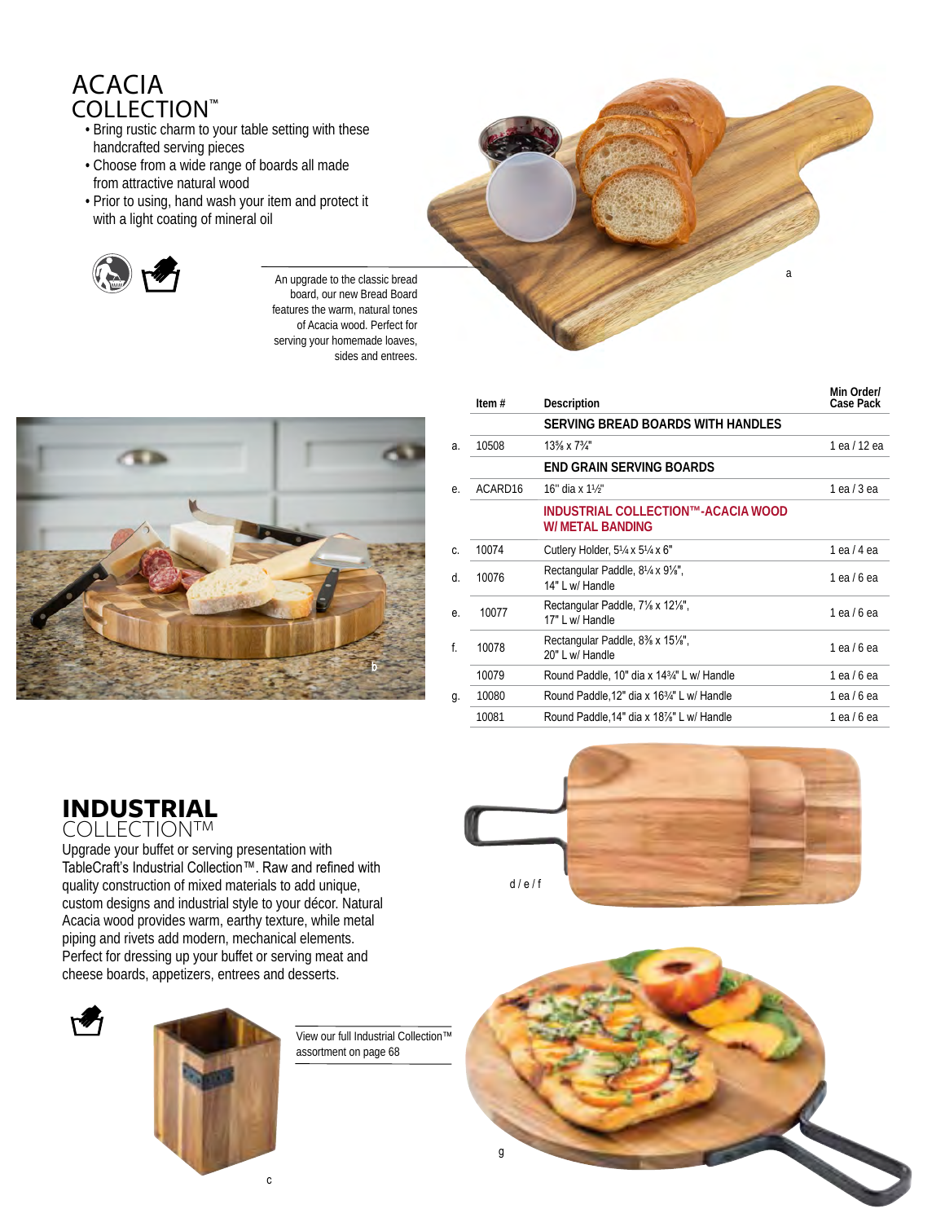# ACACIA COLLECTION™

- Bring rustic charm to your table setting with these handcrafted serving pieces
- Choose from a wide range of boards all made from attractive natural wood
- Prior to using, hand wash your item and protect it with a light coating of mineral oil

An upgrade to the classic bread board, our new Bread Board features the warm, natural tones of Acacia wood. Perfect for serving your homemade loaves, sides and entrees.

a

b

| | Item # | Description | Min Order/ Case Pack |
|---|---|---|---|
| | | **SERVING BREAD BOARDS WITH HANDLES** | |
| a. | 10508 | 13⅝ x 7¾" | 1 ea / 12 ea |
| | | **END GRAIN SERVING BOARDS** | |
| e. | ACARD16 | 16" dia x 1½" | 1 ea / 3 ea |
| | | **INDUSTRIAL COLLECTION™-ACACIA WOOD W/ METAL BANDING** | |
| c. | 10074 | Cutlery Holder, 5¼ x 5¼ x 6" | 1 ea / 4 ea |
| d. | 10076 | Rectangular Paddle, 8¼ x 9⅛", 14" L w/ Handle | 1 ea / 6 ea |
| e. | 10077 | Rectangular Paddle, 7⅛ x 12⅛", 17" L w/ Handle | 1 ea / 6 ea |
| f. | 10078 | Rectangular Paddle, 8⅜ x 15⅛", 20" L w/ Handle | 1 ea / 6 ea |
| | 10079 | Round Paddle, 10" dia x 14¾" L w/ Handle | 1 ea / 6 ea |
| g. | 10080 | Round Paddle,12" dia x 16¾" L w/ Handle | 1 ea / 6 ea |
| | 10081 | Round Paddle,14" dia x 18⅞" L w/ Handle | 1 ea / 6 ea |

# INDUSTRIAL COLLECTION™

Upgrade your buffet or serving presentation with TableCraft's Industrial Collection™. Raw and refined with quality construction of mixed materials to add unique, custom designs and industrial style to your décor. Natural Acacia wood provides warm, earthy texture, while metal piping and rivets add modern, mechanical elements. Perfect for dressing up your buffet or serving meat and cheese boards, appetizers, entrees and desserts.

View our full Industrial Collection™ assortment on page 68

d / e / f

c

g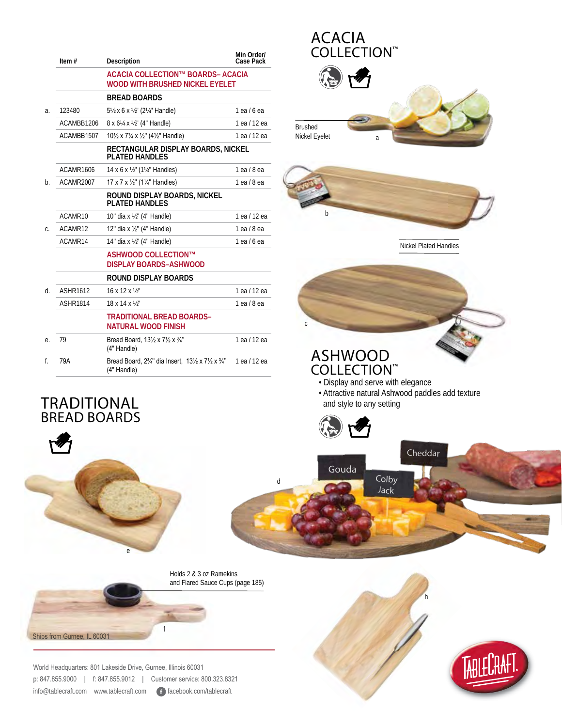| | Item # | Description | Min Order/ Case Pack |
|---|---|---|---|
| | | **ACACIA COLLECTION™ BOARDS– ACACIA WOOD WITH BRUSHED NICKEL EYELET** | |
| | | **BREAD BOARDS** | |
| a. | 123480 | 5½ x 6 x ½" (2¼" Handle) | 1 ea / 6 ea |
| | ACAMBB1206 | 8 x 6¼ x ½" (4" Handle) | 1 ea / 12 ea |
| | ACAMBB1507 | 10½ x 7¼ x ½" (4½" Handle) | 1 ea / 12 ea |
| | | **RECTANGULAR DISPLAY BOARDS, NICKEL PLATED HANDLES** | |
| | ACAMR1606 | 14 x 6 x ½" (1¼" Handles) | 1 ea / 8 ea |
| b. | ACAMR2007 | 17 x 7 x ½" (1¼" Handles) | 1 ea / 8 ea |
| | | **ROUND DISPLAY BOARDS, NICKEL PLATED HANDLES** | |
| | ACAMR10 | 10" dia x ½" (4" Handle) | 1 ea / 12 ea |
| c. | ACAMR12 | 12" dia x ½" (4" Handle) | 1 ea / 8 ea |
| | ACAMR14 | 14" dia x ½" (4" Handle) | 1 ea / 6 ea |
| | | **ASHWOOD COLLECTION™ DISPLAY BOARDS–ASHWOOD** | |
| | | **ROUND DISPLAY BOARDS** | |
| d. | ASHR1612 | 16 x 12 x ½" | 1 ea / 12 ea |
| | ASHR1814 | 18 x 14 x ½" | 1 ea / 8 ea |
| | | **TRADITIONAL BREAD BOARDS– NATURAL WOOD FINISH** | |
| e. | 79 | Bread Board, 13½ x 7½ x ¾" (4" Handle) | 1 ea / 12 ea |
| f. | 79A | Bread Board, 2¾" dia Insert, 13½ x 7½ x ¾" (4" Handle) | 1 ea / 12 ea |

# TRADITIONAL BREAD BOARDS

e

Holds 2 & 3 oz Ramekins and Flared Sauce Cups (page 185)

f

Ships from Gurnee, IL 60031

# ACACIA COLLECTION™

Brushed Nickel Eyelet

a

b

Nickel Plated Handles

c

# ASHWOOD COLLECTION™

- Display and serve with elegance
- Attractive natural Ashwood paddles add texture and style to any setting

d

h

World Headquarters: 801 Lakeside Drive, Gurnee, Illinois 60031
p: 847.855.9000 | f: 847.855.9012 | Customer service: 800.323.8321
info@tablecraft.com www.tablecraft.com facebook.com/tablecraft